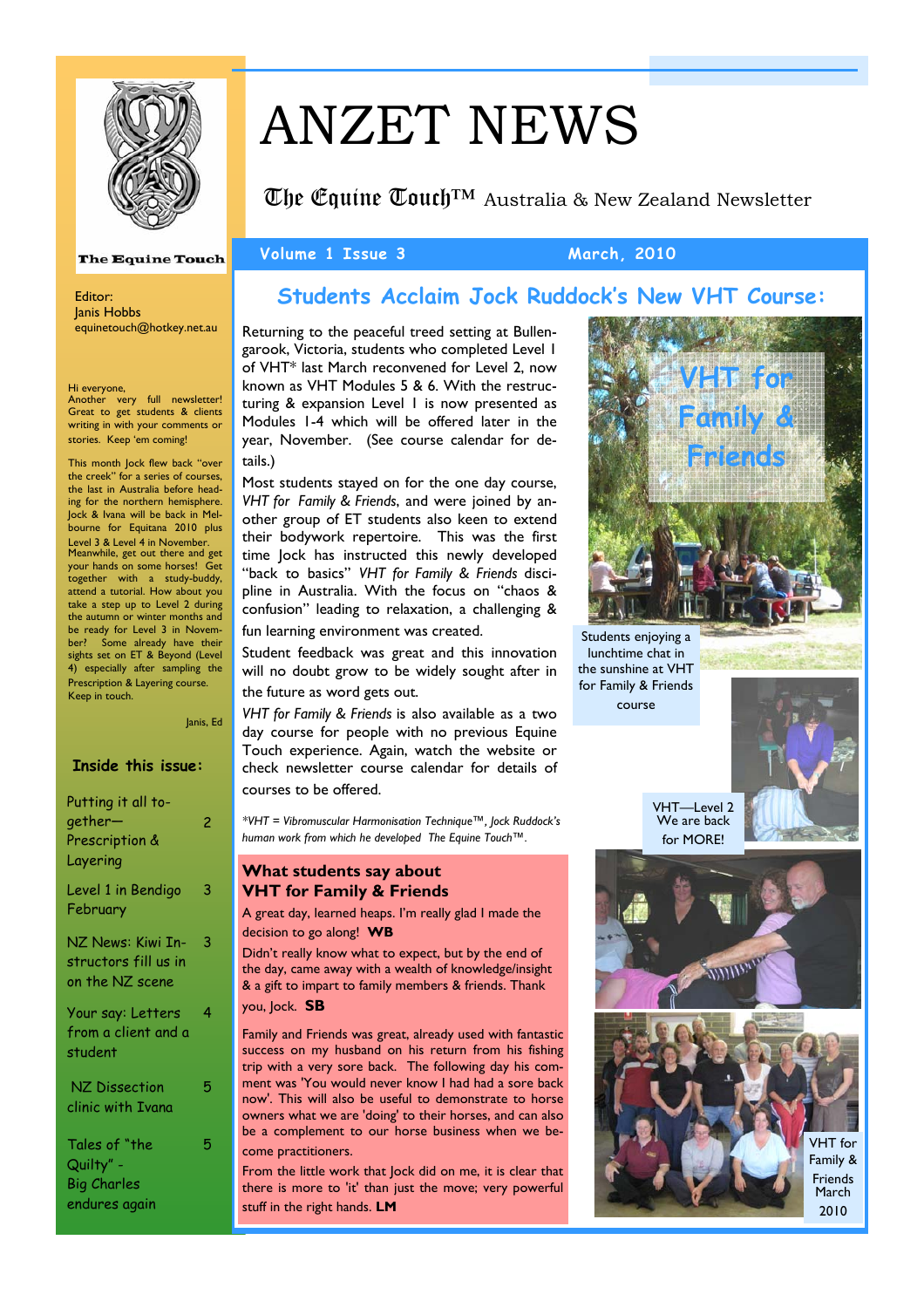The Equine Touch

# ANZET NEWS

The Equine Touch™ Australia & New Zealand Newsletter

**Volume 1 Issue 3** — **March, 2010**

Editor:
Janis Hobbs
equinetouch@hotkey.net.au

Hi everyone,
Another very full newsletter! Great to get students & clients writing in with your comments or stories. Keep 'em coming!

This month Jock flew back "over the creek" for a series of courses, the last in Australia before heading for the northern hemisphere. Jock & Ivana will be back in Melbourne for Equitana 2010 plus Level 3 & Level 4 in November. Meanwhile, get out there and get your hands on some horses! Get together with a study-buddy, attend a tutorial. How about you take a step up to Level 2 during the autumn or winter months and be ready for Level 3 in November? Some already have their sights set on ET & Beyond (Level 4) especially after sampling the Prescription & Layering course. Keep in touch.

Janis, Ed

### Inside this issue:

| | |
|---|---|
| Putting it all together—Prescription & Layering | 2 |
| Level 1 in Bendigo February | 3 |
| NZ News: Kiwi Instructors fill us in on the NZ scene | 3 |
| Your say: Letters from a client and a student | 4 |
| NZ Dissection clinic with Ivana | 5 |
| Tales of "the Quilty" - Big Charles endures again | 5 |

## Students Acclaim Jock Ruddock's New VHT Course:

Returning to the peaceful treed setting at Bullengarook, Victoria, students who completed Level 1 of VHT* last March reconvened for Level 2, now known as VHT Modules 5 & 6. With the restructuring & expansion Level 1 is now presented as Modules 1-4 which will be offered later in the year, November. (See course calendar for details.)

Most students stayed on for the one day course, *VHT for Family & Friends*, and were joined by another group of ET students also keen to extend their bodywork repertoire. This was the first time Jock has instructed this newly developed "back to basics" *VHT for Family & Friends* discipline in Australia. With the focus on "chaos & confusion" leading to relaxation, a challenging & fun learning environment was created.

Student feedback was great and this innovation will no doubt grow to be widely sought after in the future as word gets out.

*VHT for Family & Friends* is also available as a two day course for people with no previous Equine Touch experience. Again, watch the website or check newsletter course calendar for details of courses to be offered.

*\*VHT = Vibromuscular Harmonisation Technique™, Jock Ruddock's human work from which he developed The Equine Touch™.*

VHT for Family & Friends

Students enjoying a lunchtime chat in the sunshine at VHT for Family & Friends course

VHT—Level 2 We are back for MORE!

VHT for Family & Friends March 2010

### What students say about VHT for Family & Friends

A great day, learned heaps. I'm really glad I made the decision to go along! **WB**

Didn't really know what to expect, but by the end of the day, came away with a wealth of knowledge/insight & a gift to impart to family members & friends. Thank you, Jock. **SB**

Family and Friends was great, already used with fantastic success on my husband on his return from his fishing trip with a very sore back. The following day his comment was 'You would never know I had had a sore back now'. This will also be useful to demonstrate to horse owners what we are 'doing' to their horses, and can also be a complement to our horse business when we become practitioners.

From the little work that Jock did on me, it is clear that there is more to 'it' than just the move; very powerful stuff in the right hands. **LM**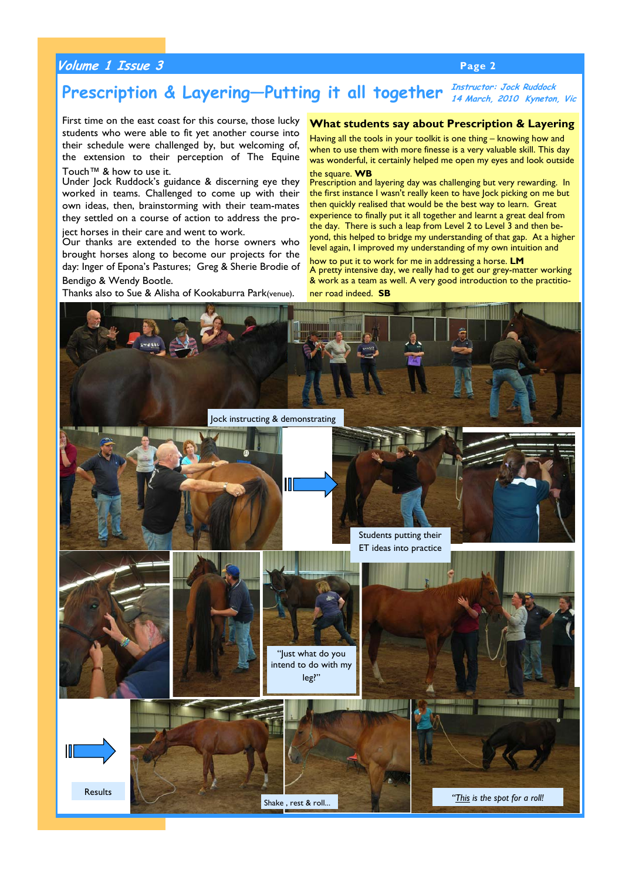# Prescription & Layering—Putting it all together

*Instructor: Jock Ruddock*
*14 March, 2010 Kyneton, Vic*

First time on the east coast for this course, those lucky students who were able to fit yet another course into their schedule were challenged by, but welcoming of, the extension to their perception of The Equine Touch™ & how to use it.

Under Jock Ruddock's guidance & discerning eye they worked in teams. Challenged to come up with their own ideas, then, brainstorming with their team-mates they settled on a course of action to address the project horses in their care and went to work.

Our thanks are extended to the horse owners who brought horses along to become our projects for the day: Inger of Epona's Pastures; Greg & Sherie Brodie of Bendigo & Wendy Bootle.

Thanks also to Sue & Alisha of Kookaburra Park(venue).

## What students say about Prescription & Layering

Having all the tools in your toolkit is one thing – knowing how and when to use them with more finesse is a very valuable skill. This day was wonderful, it certainly helped me open my eyes and look outside the square. **WB**

Prescription and layering day was challenging but very rewarding. In the first instance I wasn't really keen to have Jock picking on me but then quickly realised that would be the best way to learn. Great experience to finally put it all together and learnt a great deal from the day. There is such a leap from Level 2 to Level 3 and then beyond, this helped to bridge my understanding of that gap. At a higher level again, I improved my understanding of my own intuition and how to put it to work for me in addressing a horse. **LM**

A pretty intensive day, we really had to get our grey-matter working & work as a team as well. A very good introduction to the practitioner road indeed. **SB**

Jock instructing & demonstrating

Students putting their ET ideas into practice

"Just what do you intend to do with my leg?"

Results

Shake , rest & roll...

*"This is the spot for a roll!*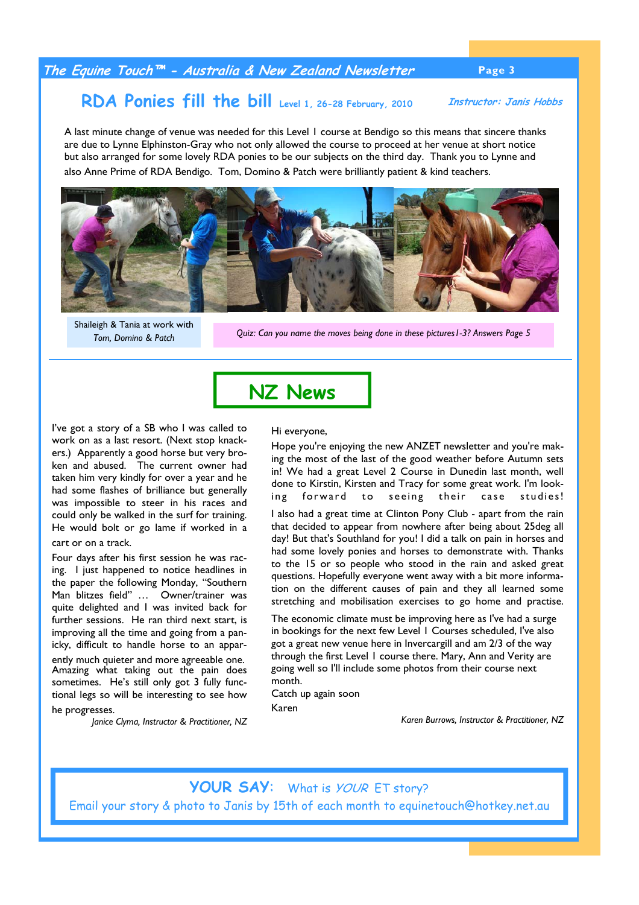## RDA Ponies fill the bill Level 1, 26-28 February, 2010

*Instructor: Janis Hobbs*

A last minute change of venue was needed for this Level 1 course at Bendigo so this means that sincere thanks are due to Lynne Elphinston-Gray who not only allowed the course to proceed at her venue at short notice but also arranged for some lovely RDA ponies to be our subjects on the third day. Thank you to Lynne and also Anne Prime of RDA Bendigo. Tom, Domino & Patch were brilliantly patient & kind teachers.

Shaileigh & Tania at work with *Tom, Domino & Patch*

*Quiz: Can you name the moves being done in these pictures1-3? Answers Page 5*

## NZ News

I've got a story of a SB who I was called to work on as a last resort. (Next stop knackers.) Apparently a good horse but very broken and abused. The current owner had taken him very kindly for over a year and he had some flashes of brilliance but generally was impossible to steer in his races and could only be walked in the surf for training. He would bolt or go lame if worked in a cart or on a track.

Four days after his first session he was racing. I just happened to notice headlines in the paper the following Monday, "Southern Man blitzes field" … Owner/trainer was quite delighted and I was invited back for further sessions. He ran third next start, is improving all the time and going from a panicky, difficult to handle horse to an apparently much quieter and more agreeable one. Amazing what taking out the pain does sometimes. He's still only got 3 fully functional legs so will be interesting to see how he progresses.

*Janice Clyma, Instructor & Practitioner, NZ*

Hi everyone,

Hope you're enjoying the new ANZET newsletter and you're making the most of the last of the good weather before Autumn sets in! We had a great Level 2 Course in Dunedin last month, well done to Kirstin, Kirsten and Tracy for some great work. I'm looking forward to seeing their case studies!

I also had a great time at Clinton Pony Club - apart from the rain that decided to appear from nowhere after being about 25deg all day! But that's Southland for you! I did a talk on pain in horses and had some lovely ponies and horses to demonstrate with. Thanks to the 15 or so people who stood in the rain and asked great questions. Hopefully everyone went away with a bit more information on the different causes of pain and they all learned some stretching and mobilisation exercises to go home and practise.

The economic climate must be improving here as I've had a surge in bookings for the next few Level 1 Courses scheduled, I've also got a great new venue here in Invercargill and am 2/3 of the way through the first Level 1 course there. Mary, Ann and Verity are going well so I'll include some photos from their course next month.

Catch up again soon

Karen

*Karen Burrows, Instructor & Practitioner, NZ*

**YOUR SAY:** What is *YOUR* ET story?

Email your story & photo to Janis by 15th of each month to equinetouch@hotkey.net.au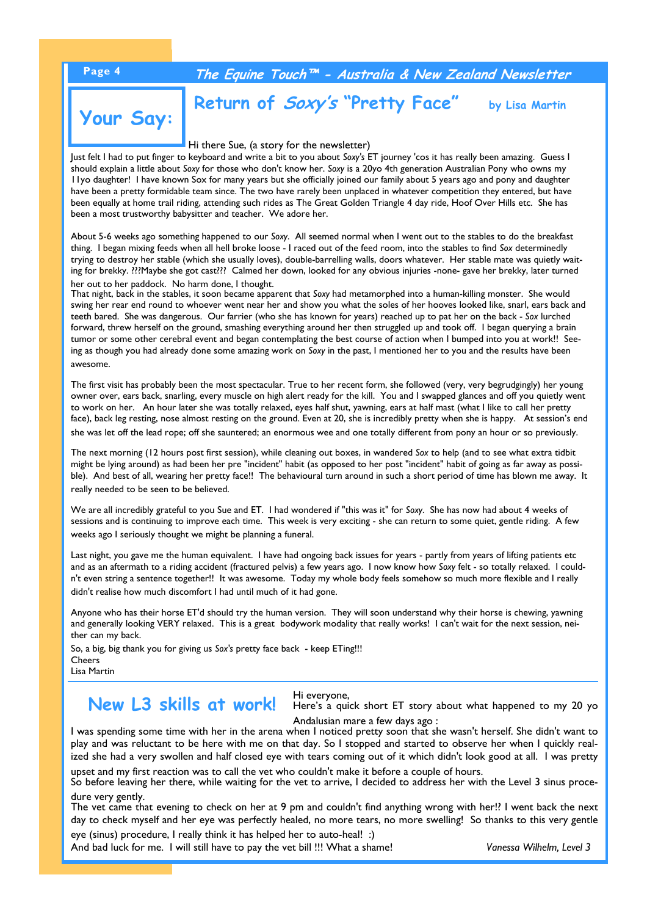## Your Say:

# Return of *Soxy's* "Pretty Face" by Lisa Martin

Hi there Sue, (a story for the newsletter)

Just felt I had to put finger to keyboard and write a bit to you about *Soxy's* ET journey 'cos it has really been amazing. Guess I should explain a little about *Soxy* for those who don't know her. *Soxy* is a 20yo 4th generation Australian Pony who owns my 11yo daughter! I have known Sox for many years but she officially joined our family about 5 years ago and pony and daughter have been a pretty formidable team since. The two have rarely been unplaced in whatever competition they entered, but have been equally at home trail riding, attending such rides as The Great Golden Triangle 4 day ride, Hoof Over Hills etc. She has been a most trustworthy babysitter and teacher. We adore her.

About 5-6 weeks ago something happened to our *Soxy*. All seemed normal when I went out to the stables to do the breakfast thing. I began mixing feeds when all hell broke loose - I raced out of the feed room, into the stables to find *Sox* determinedly trying to destroy her stable (which she usually loves), double-barrelling walls, doors whatever. Her stable mate was quietly waiting for brekky. ???Maybe she got cast??? Calmed her down, looked for any obvious injuries -none- gave her brekky, later turned her out to her paddock. No harm done, I thought.

That night, back in the stables, it soon became apparent that *Soxy* had metamorphed into a human-killing monster. She would swing her rear end round to whoever went near her and show you what the soles of her hooves looked like, snarl, ears back and teeth bared. She was dangerous. Our farrier (who she has known for years) reached up to pat her on the back - *Sox* lurched forward, threw herself on the ground, smashing everything around her then struggled up and took off. I began querying a brain tumor or some other cerebral event and began contemplating the best course of action when I bumped into you at work!! Seeing as though you had already done some amazing work on *Soxy* in the past, I mentioned her to you and the results have been awesome.

The first visit has probably been the most spectacular. True to her recent form, she followed (very, very begrudgingly) her young owner over, ears back, snarling, every muscle on high alert ready for the kill. You and I swapped glances and off you quietly went to work on her. An hour later she was totally relaxed, eyes half shut, yawning, ears at half mast (what I like to call her pretty face), back leg resting, nose almost resting on the ground. Even at 20, she is incredibly pretty when she is happy. At session's end she was let off the lead rope; off she sauntered; an enormous wee and one totally different from pony an hour or so previously.

The next morning (12 hours post first session), while cleaning out boxes, in wandered *Sox* to help (and to see what extra tidbit might be lying around) as had been her pre "incident" habit (as opposed to her post "incident" habit of going as far away as possible). And best of all, wearing her pretty face!! The behavioural turn around in such a short period of time has blown me away. It really needed to be seen to be believed.

We are all incredibly grateful to you Sue and ET. I had wondered if "this was it" for *Soxy*. She has now had about 4 weeks of sessions and is continuing to improve each time. This week is very exciting - she can return to some quiet, gentle riding. A few weeks ago I seriously thought we might be planning a funeral.

Last night, you gave me the human equivalent. I have had ongoing back issues for years - partly from years of lifting patients etc and as an aftermath to a riding accident (fractured pelvis) a few years ago. I now know how *Soxy* felt - so totally relaxed. I couldn't even string a sentence together!! It was awesome. Today my whole body feels somehow so much more flexible and I really didn't realise how much discomfort I had until much of it had gone.

Anyone who has their horse ET'd should try the human version. They will soon understand why their horse is chewing, yawning and generally looking VERY relaxed. This is a great bodywork modality that really works! I can't wait for the next session, neither can my back.

So, a big, big thank you for giving us *Sox's* pretty face back - keep ETing!!!
Cheers
Lisa Martin

# New L3 skills at work!

Hi everyone,
Here's a quick short ET story about what happened to my 20 yo Andalusian mare a few days ago :

I was spending some time with her in the arena when I noticed pretty soon that she wasn't herself. She didn't want to play and was reluctant to be here with me on that day. So I stopped and started to observe her when I quickly realized she had a very swollen and half closed eye with tears coming out of it which didn't look good at all. I was pretty upset and my first reaction was to call the vet who couldn't make it before a couple of hours.

So before leaving her there, while waiting for the vet to arrive, I decided to address her with the Level 3 sinus procedure very gently.

The vet came that evening to check on her at 9 pm and couldn't find anything wrong with her!? I went back the next day to check myself and her eye was perfectly healed, no more tears, no more swelling! So thanks to this very gentle eye (sinus) procedure, I really think it has helped her to auto-heal! :)

And bad luck for me. I will still have to pay the vet bill !!! What a shame!

*Vanessa Wilhelm, Level 3*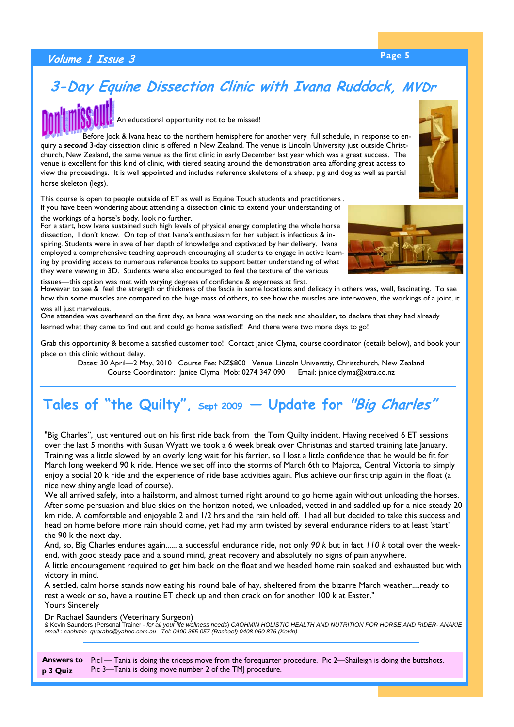## 3-Day Equine Dissection Clinic with Ivana Ruddock, MVDr

Don't miss out! An educational opportunity not to be missed!

Before Jock & Ivana head to the northern hemisphere for another very full schedule, in response to enquiry a ***second*** 3-day dissection clinic is offered in New Zealand. The venue is Lincoln University just outside Christchurch, New Zealand, the same venue as the first clinic in early December last year which was a great success. The venue is excellent for this kind of clinic, with tiered seating around the demonstration area affording great access to view the proceedings. It is well appointed and includes reference skeletons of a sheep, pig and dog as well as partial horse skeleton (legs).

This course is open to people outside of ET as well as Equine Touch students and practitioners . If you have been wondering about attending a dissection clinic to extend your understanding of the workings of a horse's body, look no further.

For a start, how Ivana sustained such high levels of physical energy completing the whole horse dissection, I don't know. On top of that Ivana's enthusiasm for her subject is infectious & inspiring. Students were in awe of her depth of knowledge and captivated by her delivery. Ivana employed a comprehensive teaching approach encouraging all students to engage in active learning by providing access to numerous reference books to support better understanding of what they were viewing in 3D. Students were also encouraged to feel the texture of the various tissues—this option was met with varying degrees of confidence & eagerness at first.

However to see & feel the strength or thickness of the fascia in some locations and delicacy in others was, well, fascinating. To see how thin some muscles are compared to the huge mass of others, to see how the muscles are interwoven, the workings of a joint, it was all just marvelous.

One attendee was overheard on the first day, as Ivana was working on the neck and shoulder, to declare that they had already learned what they came to find out and could go home satisfied! And there were two more days to go!

Grab this opportunity & become a satisfied customer too! Contact Janice Clyma, course coordinator (details below), and book your place on this clinic without delay.

Dates: 30 April—2 May, 2010 Course Fee: NZ$800 Venue: Lincoln Universtiy, Christchurch, New Zealand
Course Coordinator: Janice Clyma Mob: 0274 347 090 Email: janice.clyma@xtra.co.nz

## Tales of "the Quilty", Sept 2009 — Update for *"Big Charles"*

"Big Charles", just ventured out on his first ride back from the Tom Quilty incident. Having received 6 ET sessions over the last 5 months with Susan Wyatt we took a 6 week break over Christmas and started training late January. Training was a little slowed by an overly long wait for his farrier, so I lost a little confidence that he would be fit for March long weekend 90 k ride. Hence we set off into the storms of March 6th to Majorca, Central Victoria to simply enjoy a social 20 k ride and the experience of ride base activities again. Plus achieve our first trip again in the float (a nice new shiny angle load of course).

We all arrived safely, into a hailstorm, and almost turned right around to go home again without unloading the horses. After some persuasion and blue skies on the horizon noted, we unloaded, vetted in and saddled up for a nice steady 20 km ride. A comfortable and enjoyable 2 and 1/2 hrs and the rain held off. I had all but decided to take this success and head on home before more rain should come, yet had my arm twisted by several endurance riders to at least 'start' the 90 k the next day.

And, so, Big Charles endures again...... a successful endurance ride, not only *90 k* but in fact *110 k* total over the weekend, with good steady pace and a sound mind, great recovery and absolutely no signs of pain anywhere.

A little encouragement required to get him back on the float and we headed home rain soaked and exhausted but with victory in mind.

A settled, calm horse stands now eating his round bale of hay, sheltered from the bizarre March weather....ready to rest a week or so, have a routine ET check up and then crack on for another 100 k at Easter."

Yours Sincerely

Dr Rachael Saunders (Veterinary Surgeon)
& Kevin Saunders (Personal Trainer - *for all your life wellness needs*) *CAOHMIN HOLISTIC HEALTH AND NUTRITION FOR HORSE AND RIDER- ANAKIE*
*email : caohmin_quarabs@yahoo.com.au Tel: 0400 355 057 (Rachael) 0408 960 876 (Kevin)*

**Answers to p 3 Quiz** Pic1— Tania is doing the triceps move from the forequarter procedure. Pic 2—Shaileigh is doing the buttshots. Pic 3—Tania is doing move number 2 of the TMJ procedure.